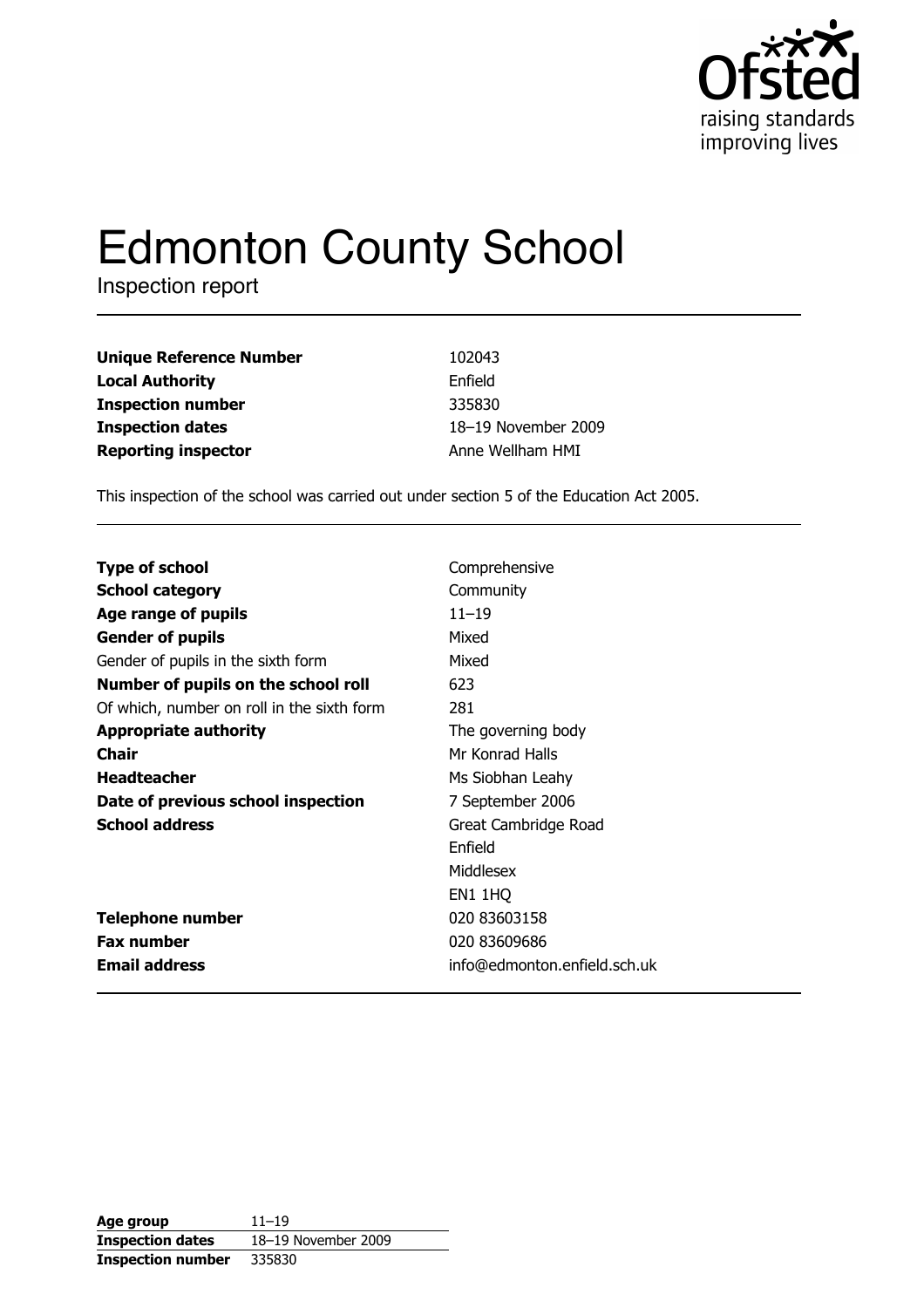# Edmonton County School

Inspection report

| | |
|---|---|
| **Unique Reference Number** | 102043 |
| **Local Authority** | Enfield |
| **Inspection number** | 335830 |
| **Inspection dates** | 18–19 November 2009 |
| **Reporting inspector** | Anne Wellham HMI |

This inspection of the school was carried out under section 5 of the Education Act 2005.

| | |
|---|---|
| **Type of school** | Comprehensive |
| **School category** | Community |
| **Age range of pupils** | 11–19 |
| **Gender of pupils** | Mixed |
| Gender of pupils in the sixth form | Mixed |
| **Number of pupils on the school roll** | 623 |
| Of which, number on roll in the sixth form | 281 |
| **Appropriate authority** | The governing body |
| **Chair** | Mr Konrad Halls |
| **Headteacher** | Ms Siobhan Leahy |
| **Date of previous school inspection** | 7 September 2006 |
| **School address** | Great Cambridge Road<br>Enfield<br>Middlesex<br>EN1 1HQ |
| **Telephone number** | 020 83603158 |
| **Fax number** | 020 83609686 |
| **Email address** | info@edmonton.enfield.sch.uk |

| | |
|---|---|
| **Age group** | 11–19 |
| **Inspection dates** | 18–19 November 2009 |
| **Inspection number** | 335830 |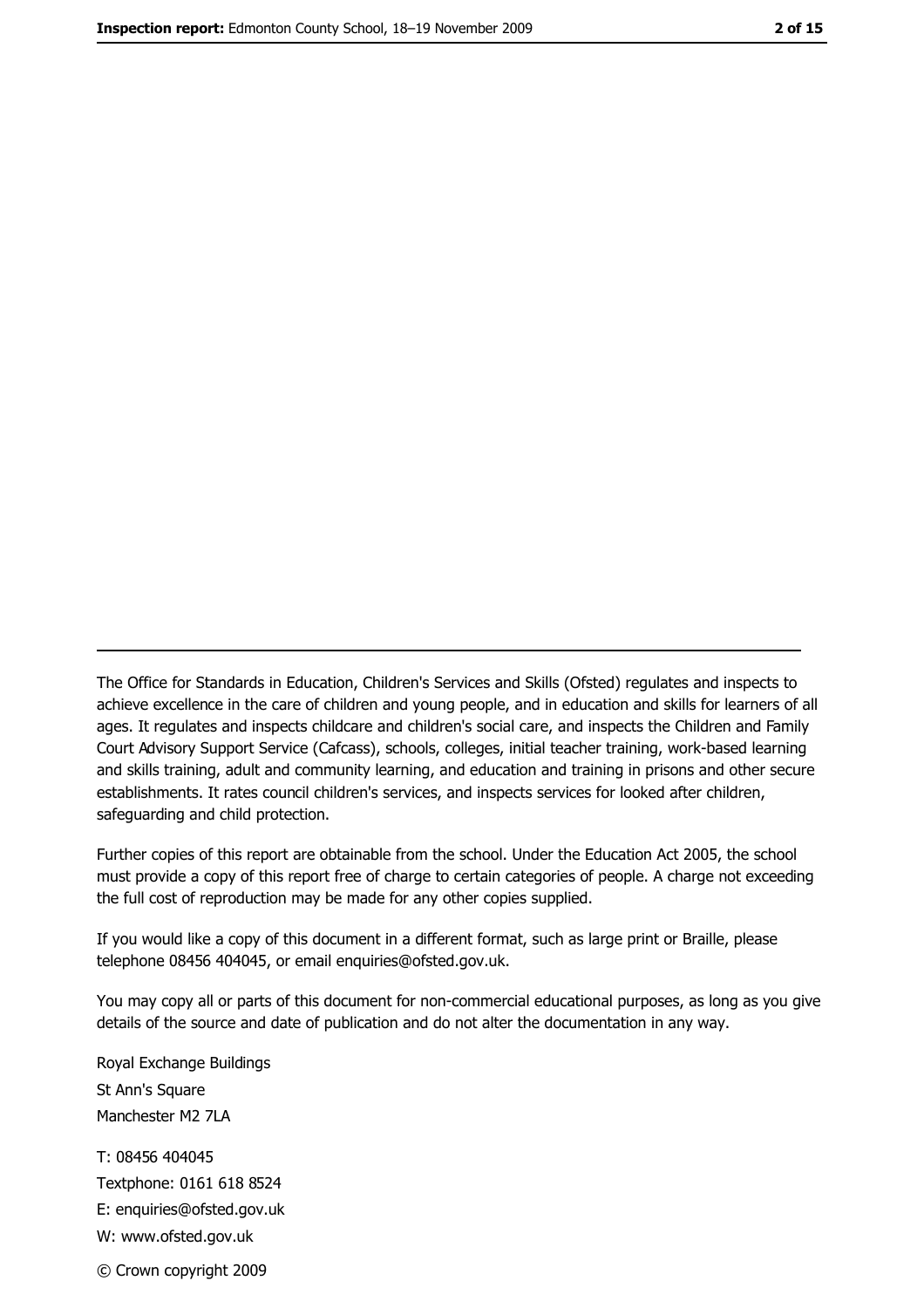---

The Office for Standards in Education, Children's Services and Skills (Ofsted) regulates and inspects to achieve excellence in the care of children and young people, and in education and skills for learners of all ages. It regulates and inspects childcare and children's social care, and inspects the Children and Family Court Advisory Support Service (Cafcass), schools, colleges, initial teacher training, work-based learning and skills training, adult and community learning, and education and training in prisons and other secure establishments. It rates council children's services, and inspects services for looked after children, safeguarding and child protection.

Further copies of this report are obtainable from the school. Under the Education Act 2005, the school must provide a copy of this report free of charge to certain categories of people. A charge not exceeding the full cost of reproduction may be made for any other copies supplied.

If you would like a copy of this document in a different format, such as large print or Braille, please telephone 08456 404045, or email enquiries@ofsted.gov.uk.

You may copy all or parts of this document for non-commercial educational purposes, as long as you give details of the source and date of publication and do not alter the documentation in any way.

Royal Exchange Buildings
St Ann's Square
Manchester M2 7LA

T: 08456 404045
Textphone: 0161 618 8524
E: enquiries@ofsted.gov.uk
W: www.ofsted.gov.uk

© Crown copyright 2009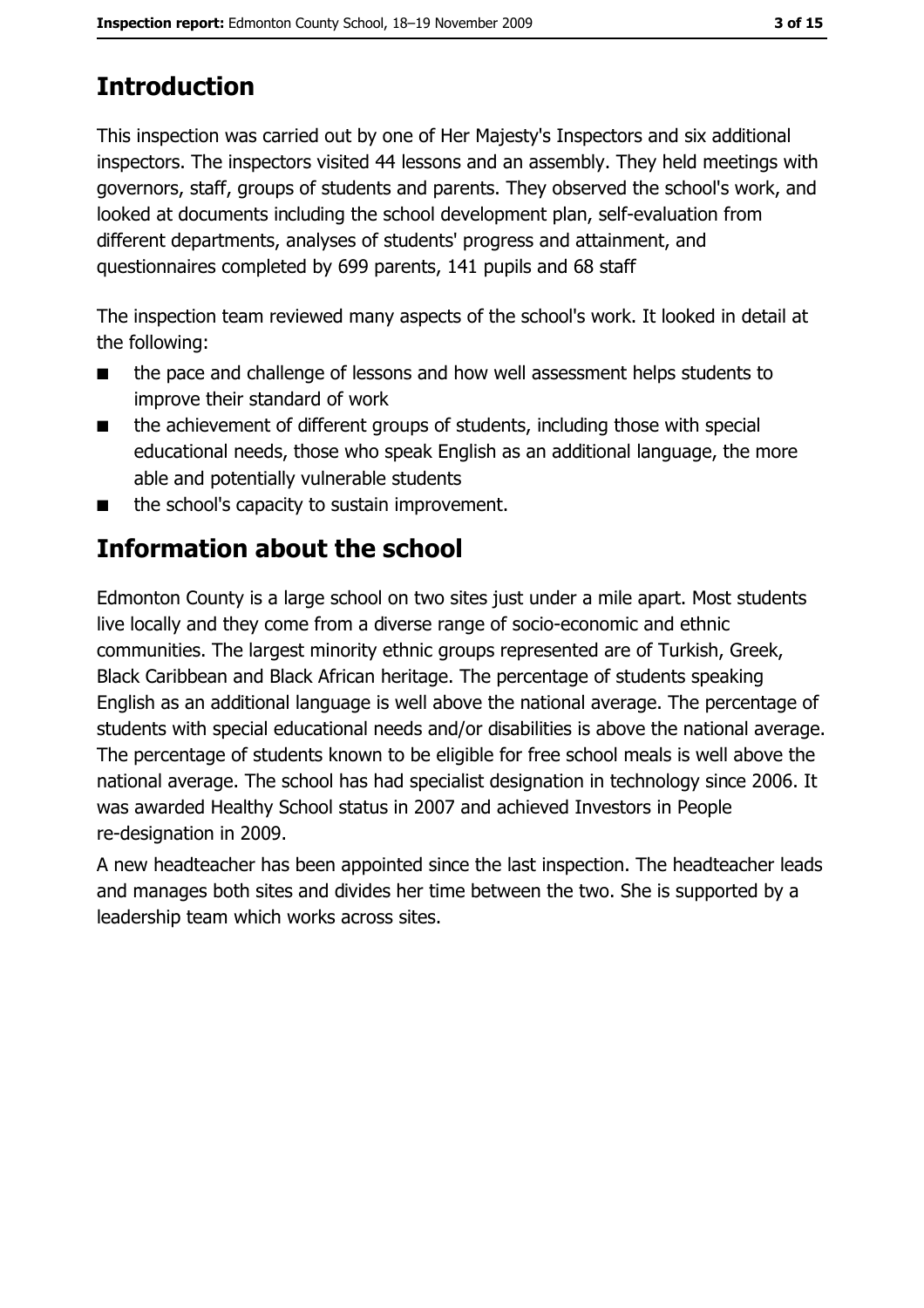## Introduction

This inspection was carried out by one of Her Majesty's Inspectors and six additional inspectors. The inspectors visited 44 lessons and an assembly. They held meetings with governors, staff, groups of students and parents. They observed the school's work, and looked at documents including the school development plan, self-evaluation from different departments, analyses of students' progress and attainment, and questionnaires completed by 699 parents, 141 pupils and 68 staff

The inspection team reviewed many aspects of the school's work. It looked in detail at the following:

- the pace and challenge of lessons and how well assessment helps students to improve their standard of work
- the achievement of different groups of students, including those with special educational needs, those who speak English as an additional language, the more able and potentially vulnerable students
- the school's capacity to sustain improvement.

## Information about the school

Edmonton County is a large school on two sites just under a mile apart. Most students live locally and they come from a diverse range of socio-economic and ethnic communities. The largest minority ethnic groups represented are of Turkish, Greek, Black Caribbean and Black African heritage. The percentage of students speaking English as an additional language is well above the national average. The percentage of students with special educational needs and/or disabilities is above the national average. The percentage of students known to be eligible for free school meals is well above the national average. The school has had specialist designation in technology since 2006. It was awarded Healthy School status in 2007 and achieved Investors in People re-designation in 2009.

A new headteacher has been appointed since the last inspection. The headteacher leads and manages both sites and divides her time between the two. She is supported by a leadership team which works across sites.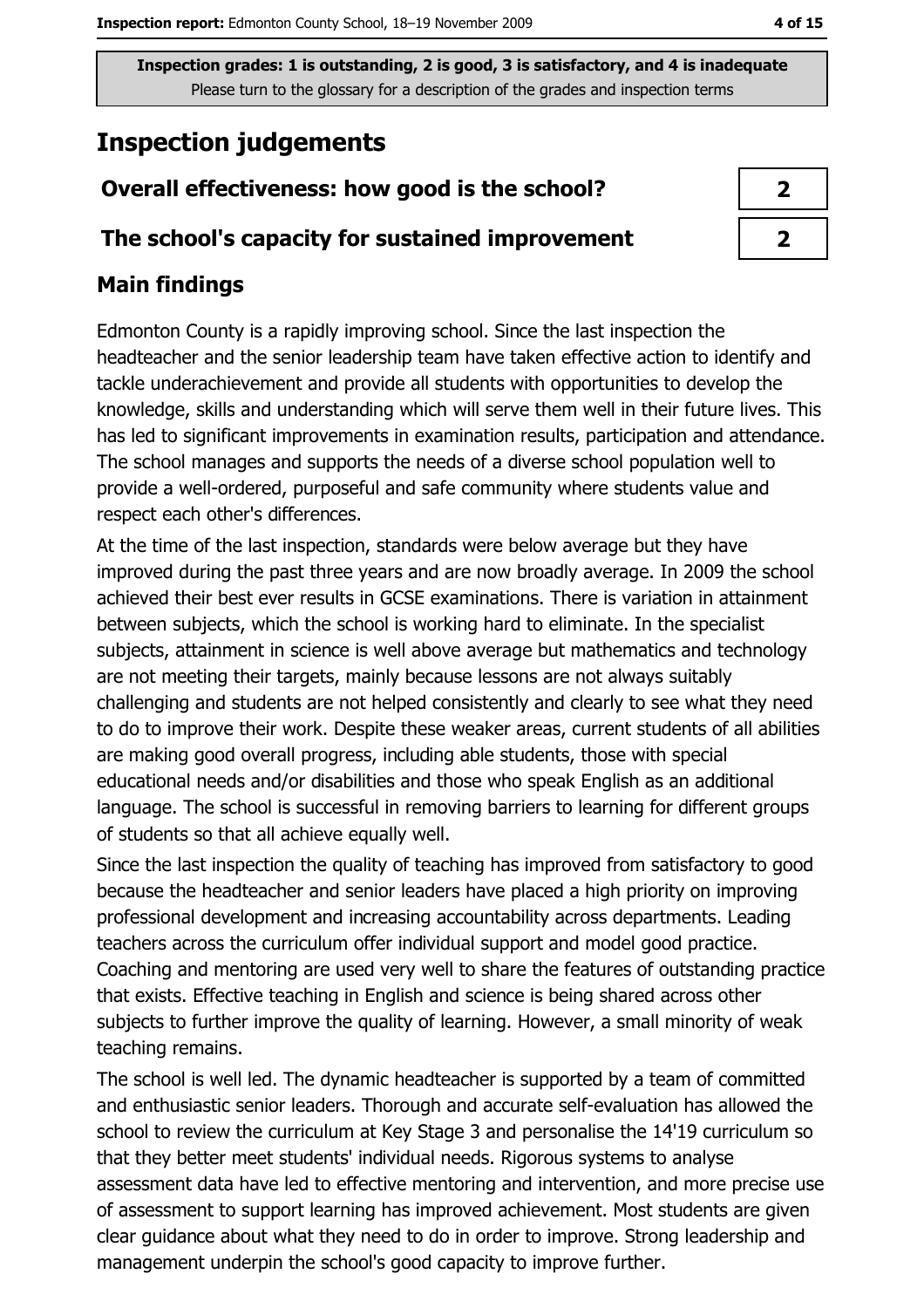Inspection grades: 1 is outstanding, 2 is good, 3 is satisfactory, and 4 is inadequate
Please turn to the glossary for a description of the grades and inspection terms

# Inspection judgements

| | |
|---|---|
| **Overall effectiveness: how good is the school?** | **2** |
| **The school's capacity for sustained improvement** | **2** |

## Main findings

Edmonton County is a rapidly improving school. Since the last inspection the headteacher and the senior leadership team have taken effective action to identify and tackle underachievement and provide all students with opportunities to develop the knowledge, skills and understanding which will serve them well in their future lives. This has led to significant improvements in examination results, participation and attendance. The school manages and supports the needs of a diverse school population well to provide a well-ordered, purposeful and safe community where students value and respect each other's differences.

At the time of the last inspection, standards were below average but they have improved during the past three years and are now broadly average. In 2009 the school achieved their best ever results in GCSE examinations. There is variation in attainment between subjects, which the school is working hard to eliminate. In the specialist subjects, attainment in science is well above average but mathematics and technology are not meeting their targets, mainly because lessons are not always suitably challenging and students are not helped consistently and clearly to see what they need to do to improve their work. Despite these weaker areas, current students of all abilities are making good overall progress, including able students, those with special educational needs and/or disabilities and those who speak English as an additional language. The school is successful in removing barriers to learning for different groups of students so that all achieve equally well.

Since the last inspection the quality of teaching has improved from satisfactory to good because the headteacher and senior leaders have placed a high priority on improving professional development and increasing accountability across departments. Leading teachers across the curriculum offer individual support and model good practice. Coaching and mentoring are used very well to share the features of outstanding practice that exists. Effective teaching in English and science is being shared across other subjects to further improve the quality of learning. However, a small minority of weak teaching remains.

The school is well led. The dynamic headteacher is supported by a team of committed and enthusiastic senior leaders. Thorough and accurate self-evaluation has allowed the school to review the curriculum at Key Stage 3 and personalise the 14'19 curriculum so that they better meet students' individual needs. Rigorous systems to analyse assessment data have led to effective mentoring and intervention, and more precise use of assessment to support learning has improved achievement. Most students are given clear guidance about what they need to do in order to improve. Strong leadership and management underpin the school's good capacity to improve further.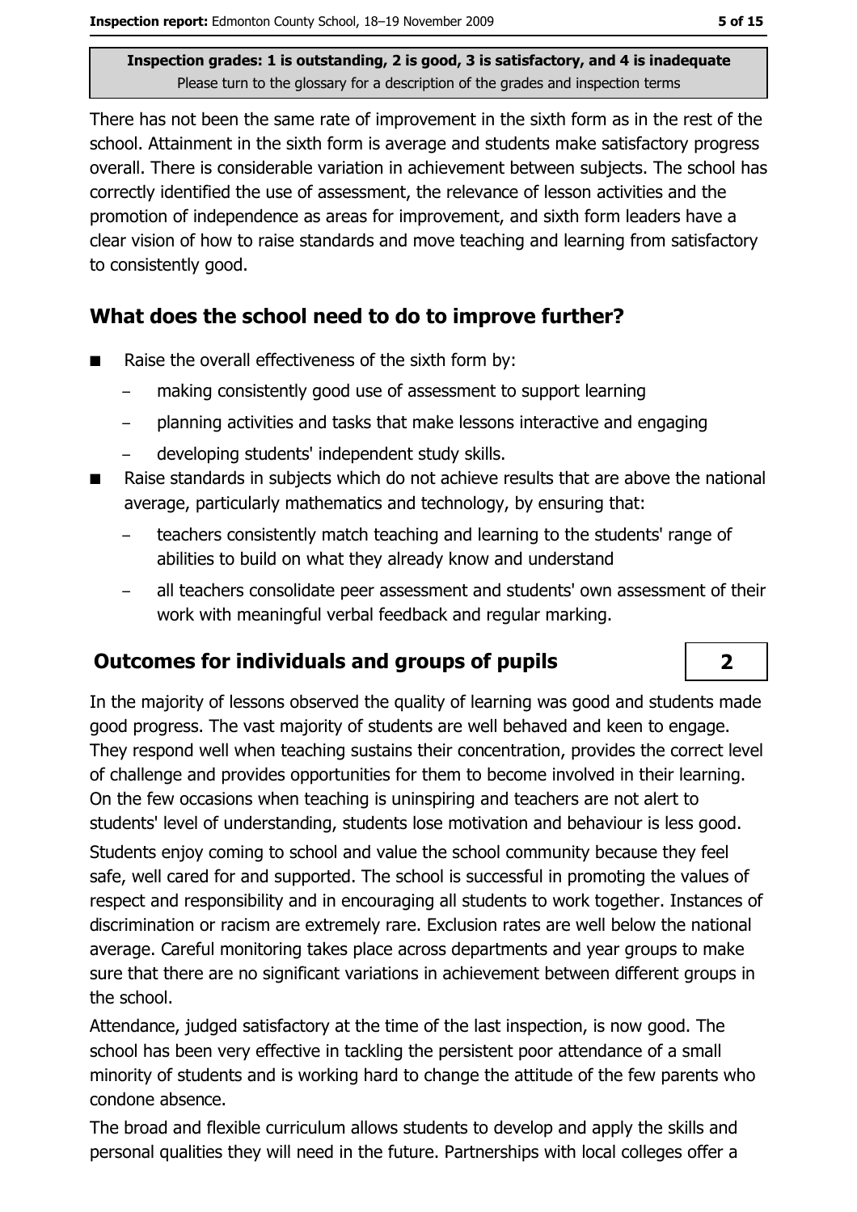There has not been the same rate of improvement in the sixth form as in the rest of the school. Attainment in the sixth form is average and students make satisfactory progress overall. There is considerable variation in achievement between subjects. The school has correctly identified the use of assessment, the relevance of lesson activities and the promotion of independence as areas for improvement, and sixth form leaders have a clear vision of how to raise standards and move teaching and learning from satisfactory to consistently good.

## What does the school need to do to improve further?

- Raise the overall effectiveness of the sixth form by:
  - making consistently good use of assessment to support learning
  - planning activities and tasks that make lessons interactive and engaging
  - developing students' independent study skills.
- Raise standards in subjects which do not achieve results that are above the national average, particularly mathematics and technology, by ensuring that:
  - teachers consistently match teaching and learning to the students' range of abilities to build on what they already know and understand
  - all teachers consolidate peer assessment and students' own assessment of their work with meaningful verbal feedback and regular marking.

## Outcomes for individuals and groups of pupils — 2

In the majority of lessons observed the quality of learning was good and students made good progress. The vast majority of students are well behaved and keen to engage. They respond well when teaching sustains their concentration, provides the correct level of challenge and provides opportunities for them to become involved in their learning. On the few occasions when teaching is uninspiring and teachers are not alert to students' level of understanding, students lose motivation and behaviour is less good.

Students enjoy coming to school and value the school community because they feel safe, well cared for and supported. The school is successful in promoting the values of respect and responsibility and in encouraging all students to work together. Instances of discrimination or racism are extremely rare. Exclusion rates are well below the national average. Careful monitoring takes place across departments and year groups to make sure that there are no significant variations in achievement between different groups in the school.

Attendance, judged satisfactory at the time of the last inspection, is now good. The school has been very effective in tackling the persistent poor attendance of a small minority of students and is working hard to change the attitude of the few parents who condone absence.

The broad and flexible curriculum allows students to develop and apply the skills and personal qualities they will need in the future. Partnerships with local colleges offer a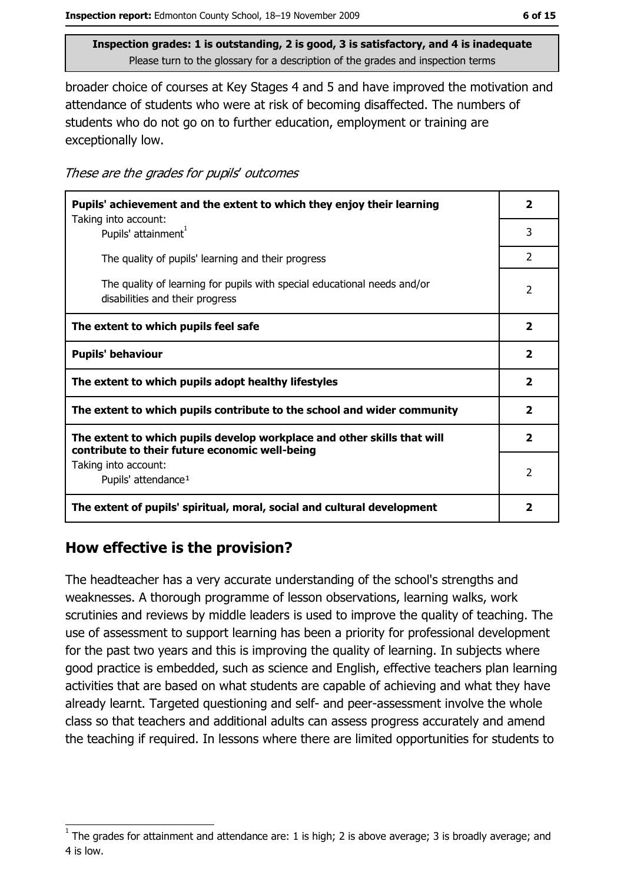Inspection grades: 1 is outstanding, 2 is good, 3 is satisfactory, and 4 is inadequate
Please turn to the glossary for a description of the grades and inspection terms

broader choice of courses at Key Stages 4 and 5 and have improved the motivation and attendance of students who were at risk of becoming disaffected. The numbers of students who do not go on to further education, employment or training are exceptionally low.

*These are the grades for pupils' outcomes*

| | |
|---|---|
| **Pupils' achievement and the extent to which they enjoy their learning** | **2** |
| Taking into account: Pupils' attainment[1] | 3 |
| The quality of pupils' learning and their progress | 2 |
| The quality of learning for pupils with special educational needs and/or disabilities and their progress | 2 |
| **The extent to which pupils feel safe** | **2** |
| **Pupils' behaviour** | **2** |
| **The extent to which pupils adopt healthy lifestyles** | **2** |
| **The extent to which pupils contribute to the school and wider community** | **2** |
| **The extent to which pupils develop workplace and other skills that will contribute to their future economic well-being** | **2** |
| Taking into account: Pupils' attendance[1] | 2 |
| **The extent of pupils' spiritual, moral, social and cultural development** | **2** |

## How effective is the provision?

The headteacher has a very accurate understanding of the school's strengths and weaknesses. A thorough programme of lesson observations, learning walks, work scrutinies and reviews by middle leaders is used to improve the quality of teaching. The use of assessment to support learning has been a priority for professional development for the past two years and this is improving the quality of learning. In subjects where good practice is embedded, such as science and English, effective teachers plan learning activities that are based on what students are capable of achieving and what they have already learnt. Targeted questioning and self- and peer-assessment involve the whole class so that teachers and additional adults can assess progress accurately and amend the teaching if required. In lessons where there are limited opportunities for students to

[1] The grades for attainment and attendance are: 1 is high; 2 is above average; 3 is broadly average; and 4 is low.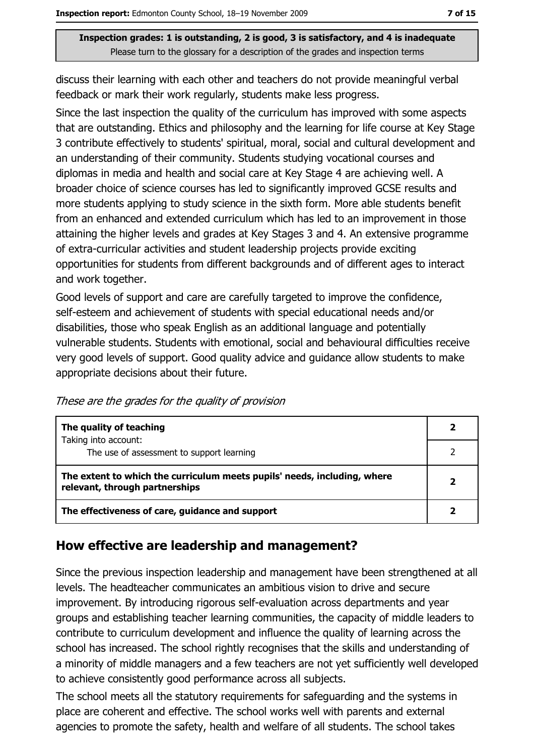discuss their learning with each other and teachers do not provide meaningful verbal feedback or mark their work regularly, students make less progress.

Since the last inspection the quality of the curriculum has improved with some aspects that are outstanding. Ethics and philosophy and the learning for life course at Key Stage 3 contribute effectively to students' spiritual, moral, social and cultural development and an understanding of their community. Students studying vocational courses and diplomas in media and health and social care at Key Stage 4 are achieving well. A broader choice of science courses has led to significantly improved GCSE results and more students applying to study science in the sixth form. More able students benefit from an enhanced and extended curriculum which has led to an improvement in those attaining the higher levels and grades at Key Stages 3 and 4. An extensive programme of extra-curricular activities and student leadership projects provide exciting opportunities for students from different backgrounds and of different ages to interact and work together.

Good levels of support and care are carefully targeted to improve the confidence, self-esteem and achievement of students with special educational needs and/or disabilities, those who speak English as an additional language and potentially vulnerable students. Students with emotional, social and behavioural difficulties receive very good levels of support. Good quality advice and guidance allow students to make appropriate decisions about their future.

*These are the grades for the quality of provision*

| | |
|---|---|
| **The quality of teaching** | **2** |
| Taking into account: The use of assessment to support learning | 2 |
| **The extent to which the curriculum meets pupils' needs, including, where relevant, through partnerships** | **2** |
| **The effectiveness of care, guidance and support** | **2** |

## How effective are leadership and management?

Since the previous inspection leadership and management have been strengthened at all levels. The headteacher communicates an ambitious vision to drive and secure improvement. By introducing rigorous self-evaluation across departments and year groups and establishing teacher learning communities, the capacity of middle leaders to contribute to curriculum development and influence the quality of learning across the school has increased. The school rightly recognises that the skills and understanding of a minority of middle managers and a few teachers are not yet sufficiently well developed to achieve consistently good performance across all subjects.

The school meets all the statutory requirements for safeguarding and the systems in place are coherent and effective. The school works well with parents and external agencies to promote the safety, health and welfare of all students. The school takes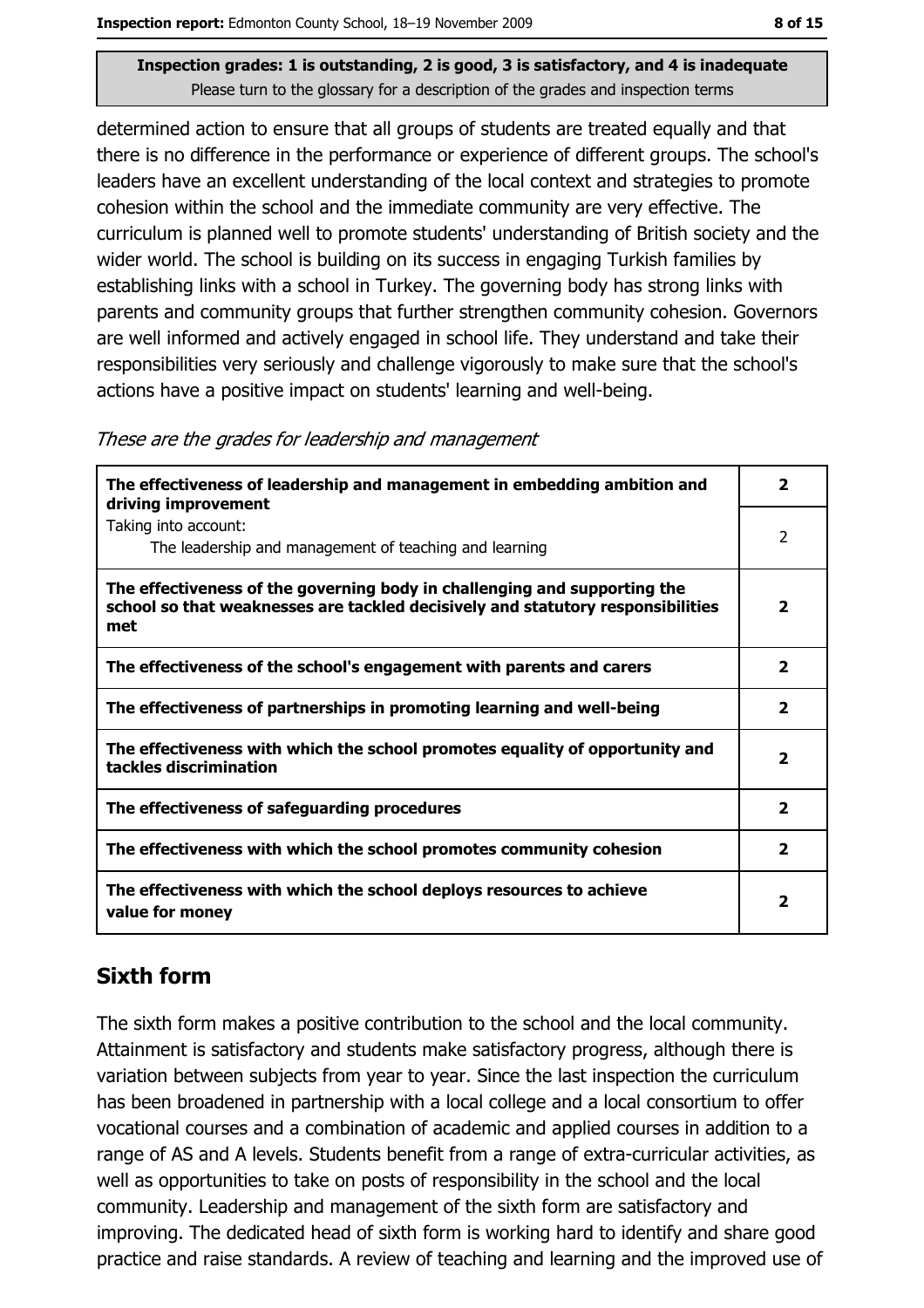**Inspection grades: 1 is outstanding, 2 is good, 3 is satisfactory, and 4 is inadequate**
Please turn to the glossary for a description of the grades and inspection terms

determined action to ensure that all groups of students are treated equally and that there is no difference in the performance or experience of different groups. The school's leaders have an excellent understanding of the local context and strategies to promote cohesion within the school and the immediate community are very effective. The curriculum is planned well to promote students' understanding of British society and the wider world. The school is building on its success in engaging Turkish families by establishing links with a school in Turkey. The governing body has strong links with parents and community groups that further strengthen community cohesion. Governors are well informed and actively engaged in school life. They understand and take their responsibilities very seriously and challenge vigorously to make sure that the school's actions have a positive impact on students' learning and well-being.

*These are the grades for leadership and management*

| | |
|---|---|
| **The effectiveness of leadership and management in embedding ambition and driving improvement** | **2** |
| Taking into account: The leadership and management of teaching and learning | 2 |
| **The effectiveness of the governing body in challenging and supporting the school so that weaknesses are tackled decisively and statutory responsibilities met** | **2** |
| **The effectiveness of the school's engagement with parents and carers** | **2** |
| **The effectiveness of partnerships in promoting learning and well-being** | **2** |
| **The effectiveness with which the school promotes equality of opportunity and tackles discrimination** | **2** |
| **The effectiveness of safeguarding procedures** | **2** |
| **The effectiveness with which the school promotes community cohesion** | **2** |
| **The effectiveness with which the school deploys resources to achieve value for money** | **2** |

## Sixth form

The sixth form makes a positive contribution to the school and the local community. Attainment is satisfactory and students make satisfactory progress, although there is variation between subjects from year to year. Since the last inspection the curriculum has been broadened in partnership with a local college and a local consortium to offer vocational courses and a combination of academic and applied courses in addition to a range of AS and A levels. Students benefit from a range of extra-curricular activities, as well as opportunities to take on posts of responsibility in the school and the local community. Leadership and management of the sixth form are satisfactory and improving. The dedicated head of sixth form is working hard to identify and share good practice and raise standards. A review of teaching and learning and the improved use of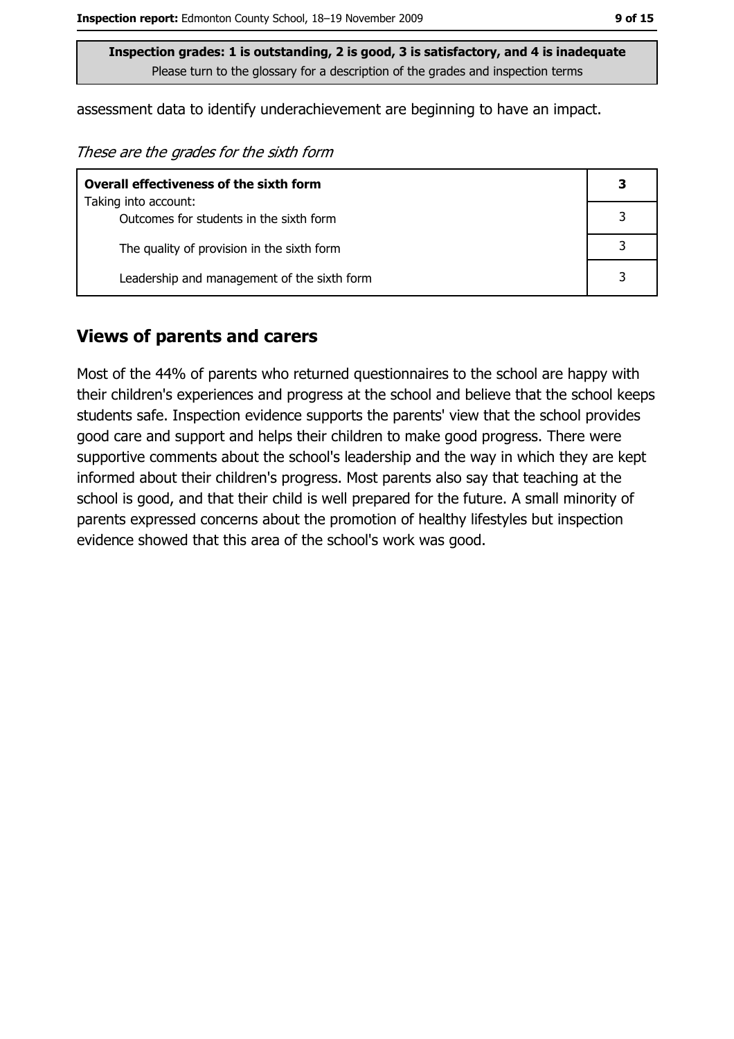**Inspection grades: 1 is outstanding, 2 is good, 3 is satisfactory, and 4 is inadequate**
Please turn to the glossary for a description of the grades and inspection terms

assessment data to identify underachievement are beginning to have an impact.

*These are the grades for the sixth form*

| **Overall effectiveness of the sixth form** | **3** |
|---|---|
| Taking into account: Outcomes for students in the sixth form | 3 |
| The quality of provision in the sixth form | 3 |
| Leadership and management of the sixth form | 3 |

## Views of parents and carers

Most of the 44% of parents who returned questionnaires to the school are happy with their children's experiences and progress at the school and believe that the school keeps students safe. Inspection evidence supports the parents' view that the school provides good care and support and helps their children to make good progress. There were supportive comments about the school's leadership and the way in which they are kept informed about their children's progress. Most parents also say that teaching at the school is good, and that their child is well prepared for the future. A small minority of parents expressed concerns about the promotion of healthy lifestyles but inspection evidence showed that this area of the school's work was good.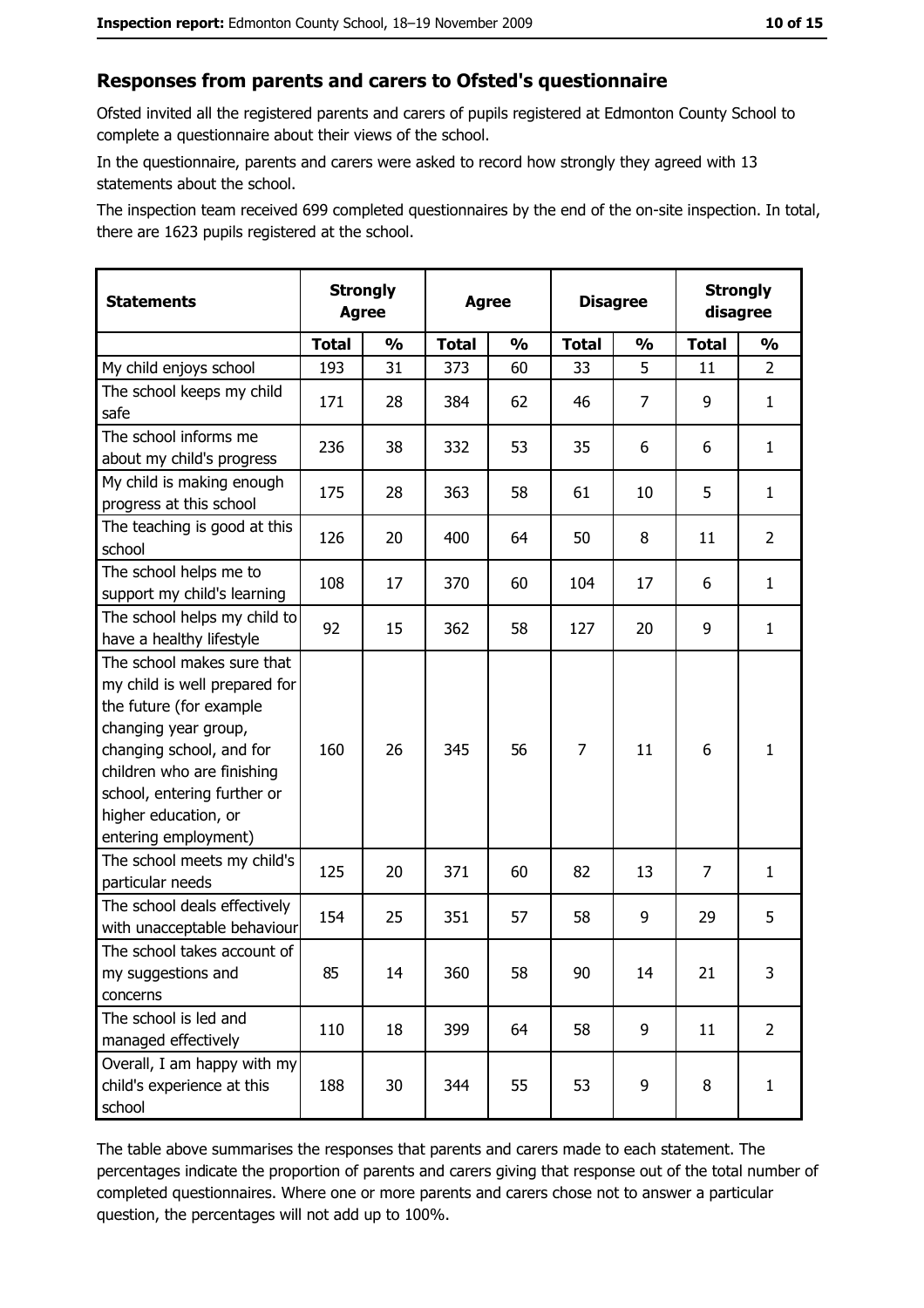## Responses from parents and carers to Ofsted's questionnaire

Ofsted invited all the registered parents and carers of pupils registered at Edmonton County School to complete a questionnaire about their views of the school.

In the questionnaire, parents and carers were asked to record how strongly they agreed with 13 statements about the school.

The inspection team received 699 completed questionnaires by the end of the on-site inspection. In total, there are 1623 pupils registered at the school.

| Statements | Strongly Agree | | Agree | | Disagree | | Strongly disagree | |
|---|---|---|---|---|---|---|---|---|
| | Total | % | Total | % | Total | % | Total | % |
| My child enjoys school | 193 | 31 | 373 | 60 | 33 | 5 | 11 | 2 |
| The school keeps my child safe | 171 | 28 | 384 | 62 | 46 | 7 | 9 | 1 |
| The school informs me about my child's progress | 236 | 38 | 332 | 53 | 35 | 6 | 6 | 1 |
| My child is making enough progress at this school | 175 | 28 | 363 | 58 | 61 | 10 | 5 | 1 |
| The teaching is good at this school | 126 | 20 | 400 | 64 | 50 | 8 | 11 | 2 |
| The school helps me to support my child's learning | 108 | 17 | 370 | 60 | 104 | 17 | 6 | 1 |
| The school helps my child to have a healthy lifestyle | 92 | 15 | 362 | 58 | 127 | 20 | 9 | 1 |
| The school makes sure that my child is well prepared for the future (for example changing year group, changing school, and for children who are finishing school, entering further or higher education, or entering employment) | 160 | 26 | 345 | 56 | 7 | 11 | 6 | 1 |
| The school meets my child's particular needs | 125 | 20 | 371 | 60 | 82 | 13 | 7 | 1 |
| The school deals effectively with unacceptable behaviour | 154 | 25 | 351 | 57 | 58 | 9 | 29 | 5 |
| The school takes account of my suggestions and concerns | 85 | 14 | 360 | 58 | 90 | 14 | 21 | 3 |
| The school is led and managed effectively | 110 | 18 | 399 | 64 | 58 | 9 | 11 | 2 |
| Overall, I am happy with my child's experience at this school | 188 | 30 | 344 | 55 | 53 | 9 | 8 | 1 |

The table above summarises the responses that parents and carers made to each statement. The percentages indicate the proportion of parents and carers giving that response out of the total number of completed questionnaires. Where one or more parents and carers chose not to answer a particular question, the percentages will not add up to 100%.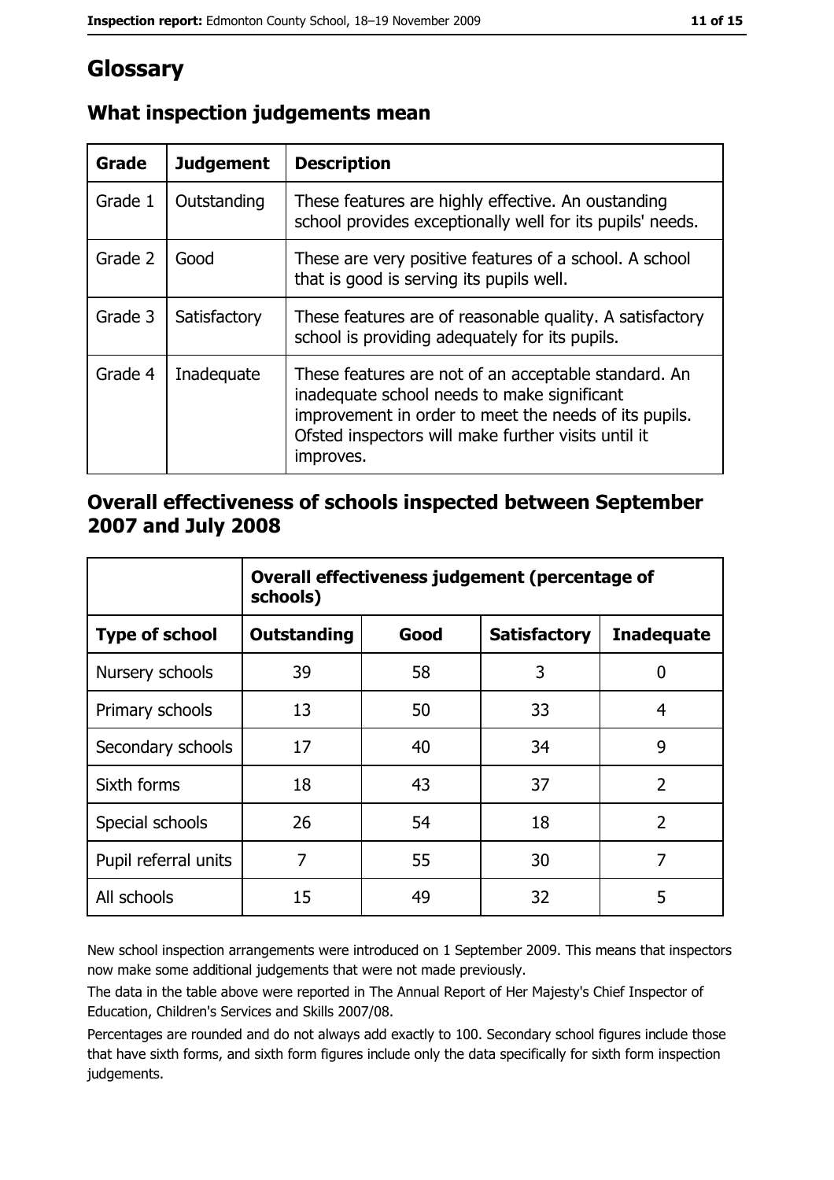# Glossary

## What inspection judgements mean

| Grade | Judgement | Description |
|---|---|---|
| Grade 1 | Outstanding | These features are highly effective. An oustanding school provides exceptionally well for its pupils' needs. |
| Grade 2 | Good | These are very positive features of a school. A school that is good is serving its pupils well. |
| Grade 3 | Satisfactory | These features are of reasonable quality. A satisfactory school is providing adequately for its pupils. |
| Grade 4 | Inadequate | These features are not of an acceptable standard. An inadequate school needs to make significant improvement in order to meet the needs of its pupils. Ofsted inspectors will make further visits until it improves. |

## Overall effectiveness of schools inspected between September 2007 and July 2008

| | Overall effectiveness judgement (percentage of schools) | | | |
|---|---|---|---|---|
| **Type of school** | **Outstanding** | **Good** | **Satisfactory** | **Inadequate** |
| Nursery schools | 39 | 58 | 3 | 0 |
| Primary schools | 13 | 50 | 33 | 4 |
| Secondary schools | 17 | 40 | 34 | 9 |
| Sixth forms | 18 | 43 | 37 | 2 |
| Special schools | 26 | 54 | 18 | 2 |
| Pupil referral units | 7 | 55 | 30 | 7 |
| All schools | 15 | 49 | 32 | 5 |

New school inspection arrangements were introduced on 1 September 2009. This means that inspectors now make some additional judgements that were not made previously.

The data in the table above were reported in The Annual Report of Her Majesty's Chief Inspector of Education, Children's Services and Skills 2007/08.

Percentages are rounded and do not always add exactly to 100. Secondary school figures include those that have sixth forms, and sixth form figures include only the data specifically for sixth form inspection judgements.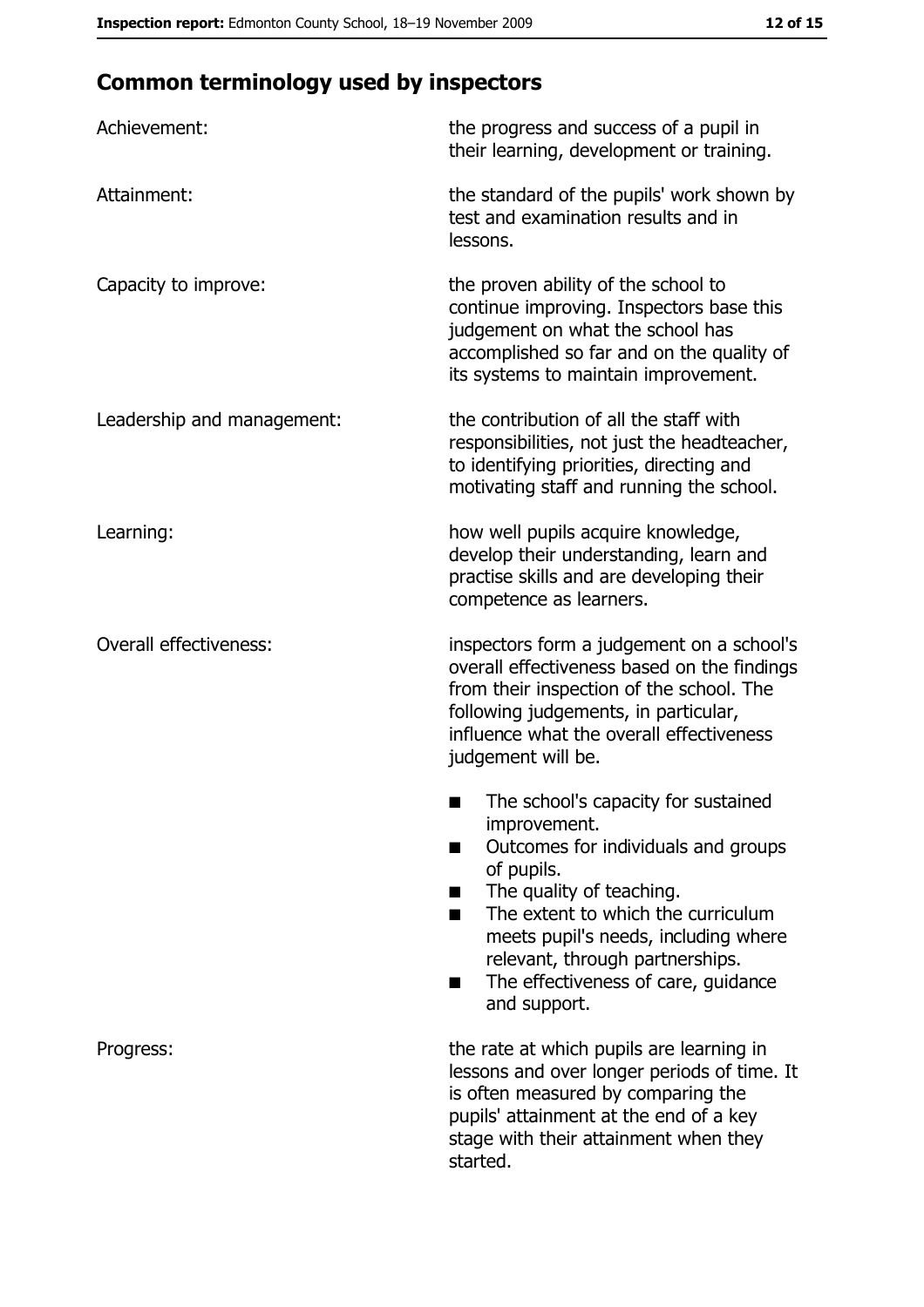## Common terminology used by inspectors

**Achievement:** the progress and success of a pupil in their learning, development or training.

**Attainment:** the standard of the pupils' work shown by test and examination results and in lessons.

**Capacity to improve:** the proven ability of the school to continue improving. Inspectors base this judgement on what the school has accomplished so far and on the quality of its systems to maintain improvement.

**Leadership and management:** the contribution of all the staff with responsibilities, not just the headteacher, to identifying priorities, directing and motivating staff and running the school.

**Learning:** how well pupils acquire knowledge, develop their understanding, learn and practise skills and are developing their competence as learners.

**Overall effectiveness:** inspectors form a judgement on a school's overall effectiveness based on the findings from their inspection of the school. The following judgements, in particular, influence what the overall effectiveness judgement will be.

- The school's capacity for sustained improvement.
- Outcomes for individuals and groups of pupils.
- The quality of teaching.
- The extent to which the curriculum meets pupil's needs, including where relevant, through partnerships.
- The effectiveness of care, guidance and support.

**Progress:** the rate at which pupils are learning in lessons and over longer periods of time. It is often measured by comparing the pupils' attainment at the end of a key stage with their attainment when they started.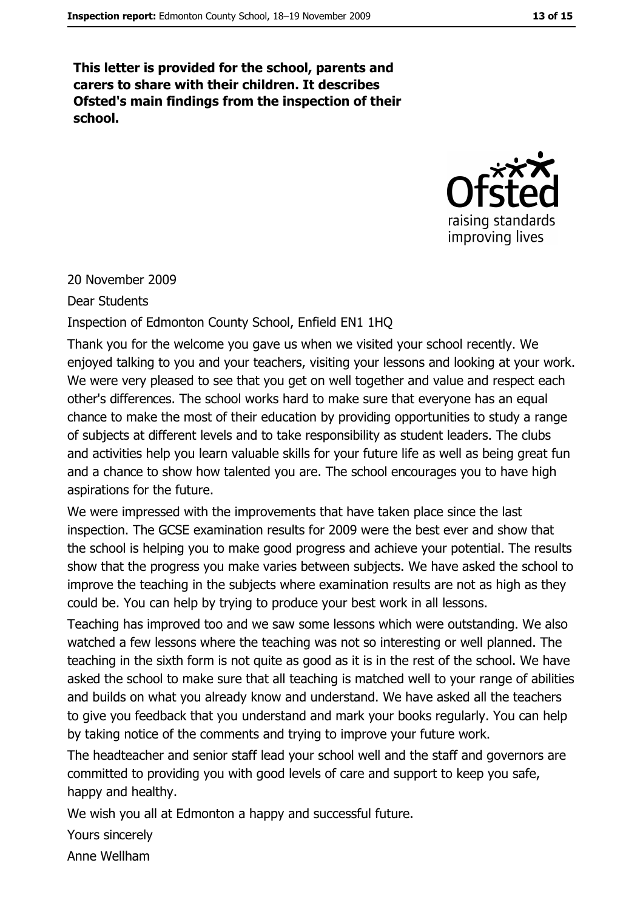**This letter is provided for the school, parents and carers to share with their children. It describes Ofsted's main findings from the inspection of their school.**

20 November 2009

Dear Students

Inspection of Edmonton County School, Enfield EN1 1HQ

Thank you for the welcome you gave us when we visited your school recently. We enjoyed talking to you and your teachers, visiting your lessons and looking at your work. We were very pleased to see that you get on well together and value and respect each other's differences. The school works hard to make sure that everyone has an equal chance to make the most of their education by providing opportunities to study a range of subjects at different levels and to take responsibility as student leaders. The clubs and activities help you learn valuable skills for your future life as well as being great fun and a chance to show how talented you are. The school encourages you to have high aspirations for the future.

We were impressed with the improvements that have taken place since the last inspection. The GCSE examination results for 2009 were the best ever and show that the school is helping you to make good progress and achieve your potential. The results show that the progress you make varies between subjects. We have asked the school to improve the teaching in the subjects where examination results are not as high as they could be. You can help by trying to produce your best work in all lessons.

Teaching has improved too and we saw some lessons which were outstanding. We also watched a few lessons where the teaching was not so interesting or well planned. The teaching in the sixth form is not quite as good as it is in the rest of the school. We have asked the school to make sure that all teaching is matched well to your range of abilities and builds on what you already know and understand. We have asked all the teachers to give you feedback that you understand and mark your books regularly. You can help by taking notice of the comments and trying to improve your future work.

The headteacher and senior staff lead your school well and the staff and governors are committed to providing you with good levels of care and support to keep you safe, happy and healthy.

We wish you all at Edmonton a happy and successful future.

Yours sincerely

Anne Wellham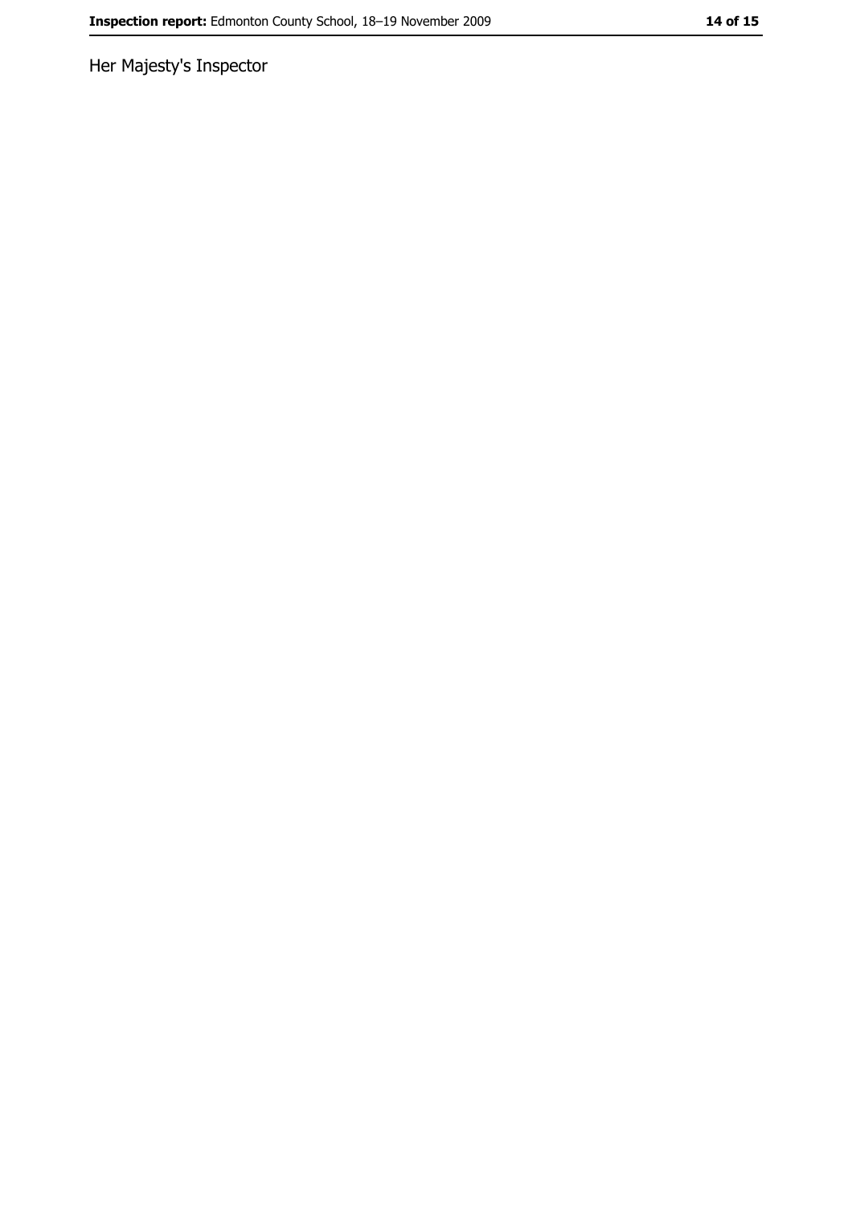Her Majesty's Inspector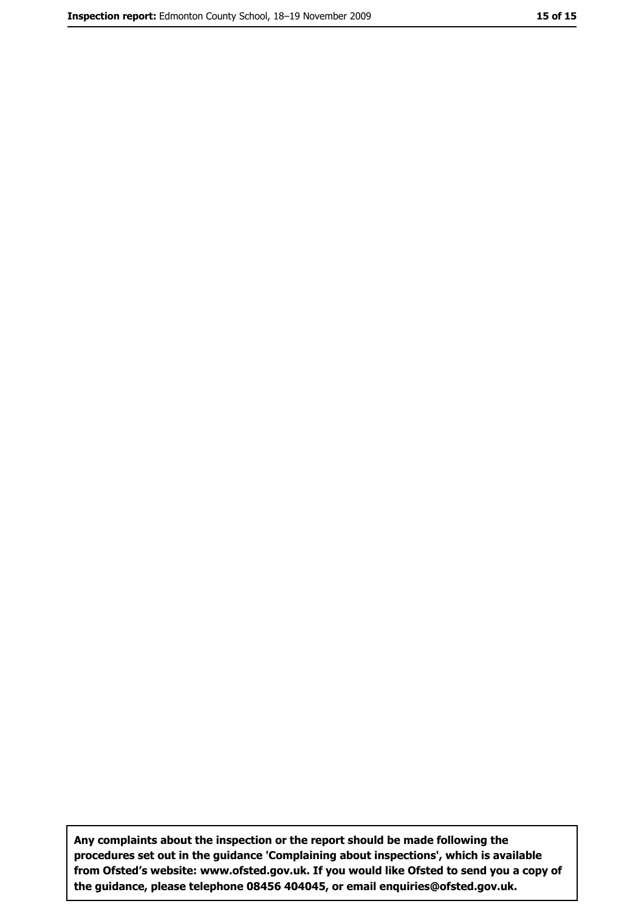**Any complaints about the inspection or the report should be made following the procedures set out in the guidance 'Complaining about inspections', which is available from Ofsted's website: www.ofsted.gov.uk. If you would like Ofsted to send you a copy of the guidance, please telephone 08456 404045, or email enquiries@ofsted.gov.uk.**